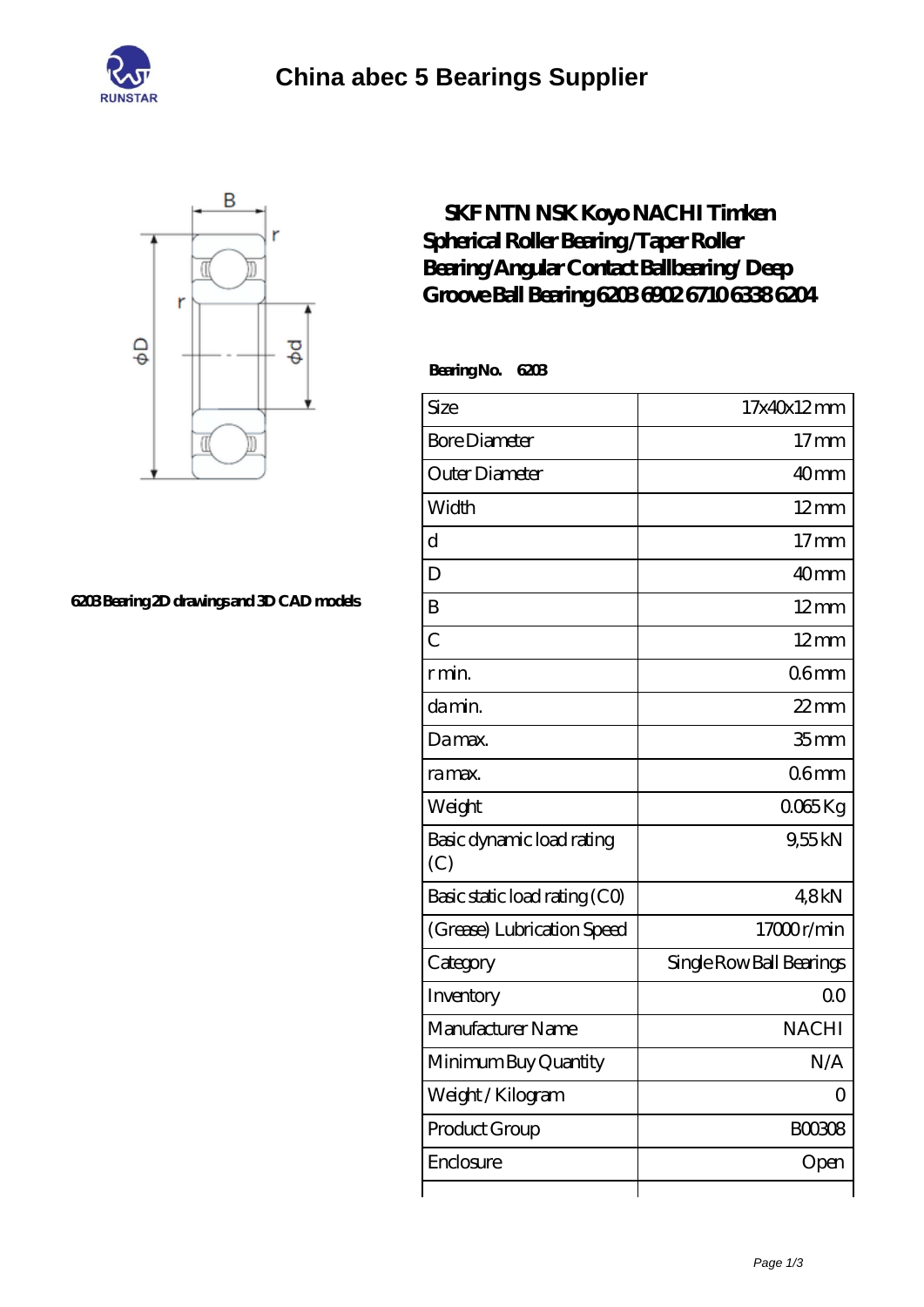# China abec 5 Bearings Supplier

## SKF NTN NSK Koyo NACHI Timken Spherical Roller Bearing/Taper Roller Bearing/Angular Contact Ballbearing/ Deep Groove Ball Bearing 6203 6902 6710 6338 6204

6203 Bearing 2D drawings and 3D CAD models

**Bearing No. 6203**

| | |
|---|---|
| Size | 17x40x12 mm |
| Bore Diameter | 17 mm |
| Outer Diameter | 40 mm |
| Width | 12 mm |
| d | 17 mm |
| D | 40 mm |
| B | 12 mm |
| C | 12 mm |
| r min. | 0.6 mm |
| da min. | 22 mm |
| Da max. | 35 mm |
| ra max. | 0.6 mm |
| Weight | 0.065 Kg |
| Basic dynamic load rating (C) | 9,55 kN |
| Basic static load rating (C0) | 4,8 kN |
| (Grease) Lubrication Speed | 17000 r/min |
| Category | Single Row Ball Bearings |
| Inventory | 0.0 |
| Manufacturer Name | NACHI |
| Minimum Buy Quantity | N/A |
| Weight / Kilogram | 0 |
| Product Group | B00308 |
| Enclosure | Open |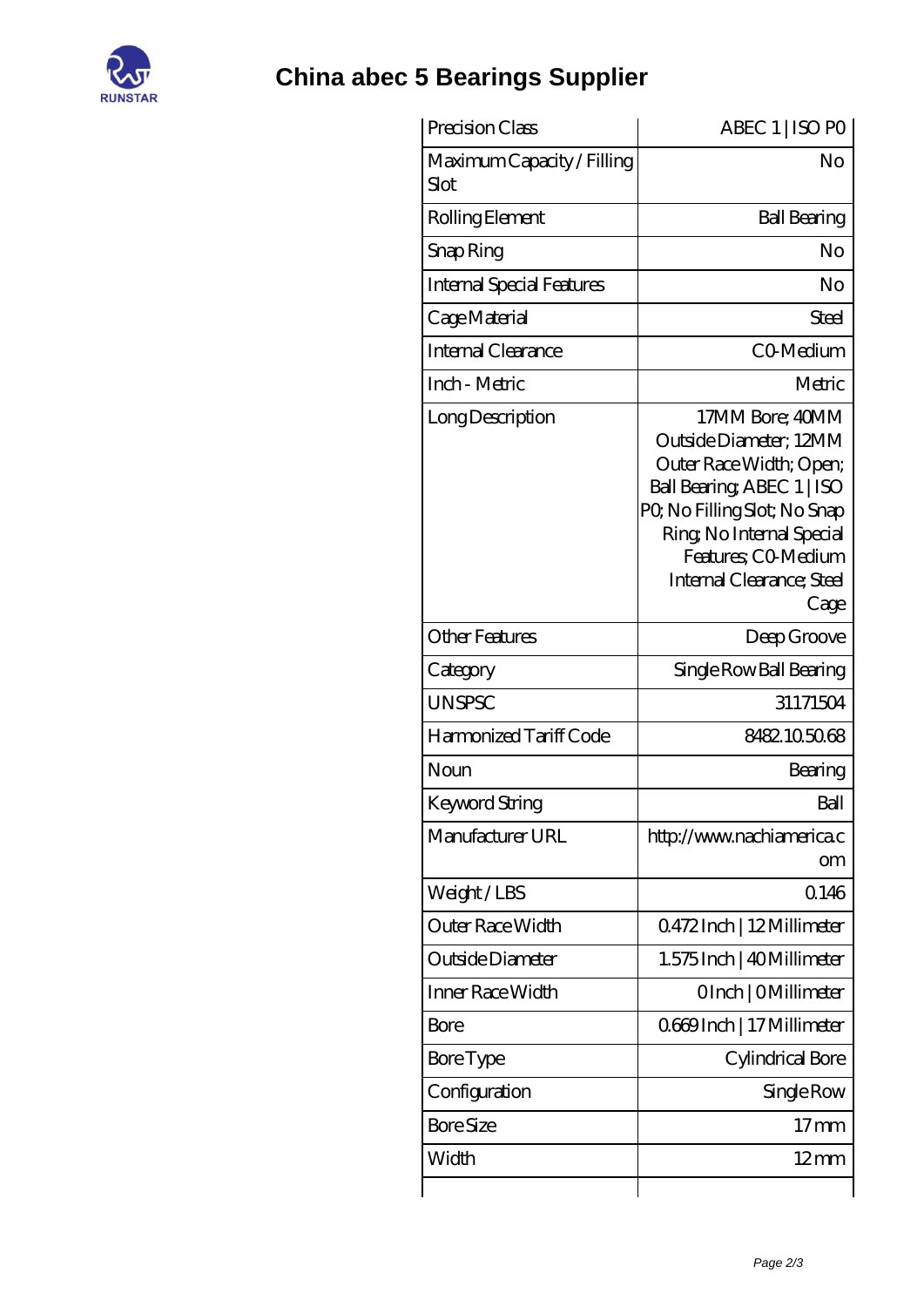# China abec 5 Bearings Supplier

| | |
|---|---|
| Precision Class | ABEC 1 \| ISO P0 |
| Maximum Capacity / Filling Slot | No |
| Rolling Element | Ball Bearing |
| Snap Ring | No |
| Internal Special Features | No |
| Cage Material | Steel |
| Internal Clearance | C0-Medium |
| Inch - Metric | Metric |
| Long Description | 17MM Bore; 40MM Outside Diameter; 12MM Outer Race Width; Open; Ball Bearing; ABEC 1 \| ISO P0; No Filling Slot; No Snap Ring; No Internal Special Features; C0-Medium Internal Clearance; Steel Cage |
| Other Features | Deep Groove |
| Category | Single Row Ball Bearing |
| UNSPSC | 31171504 |
| Harmonized Tariff Code | 8482.10.50.68 |
| Noun | Bearing |
| Keyword String | Ball |
| Manufacturer URL | http://www.nachiamerica.com |
| Weight / LBS | 0.146 |
| Outer Race Width | 0.472 Inch \| 12 Millimeter |
| Outside Diameter | 1.575 Inch \| 40 Millimeter |
| Inner Race Width | 0 Inch \| 0 Millimeter |
| Bore | 0.669 Inch \| 17 Millimeter |
| Bore Type | Cylindrical Bore |
| Configuration | Single Row |
| Bore Size | 17 mm |
| Width | 12 mm |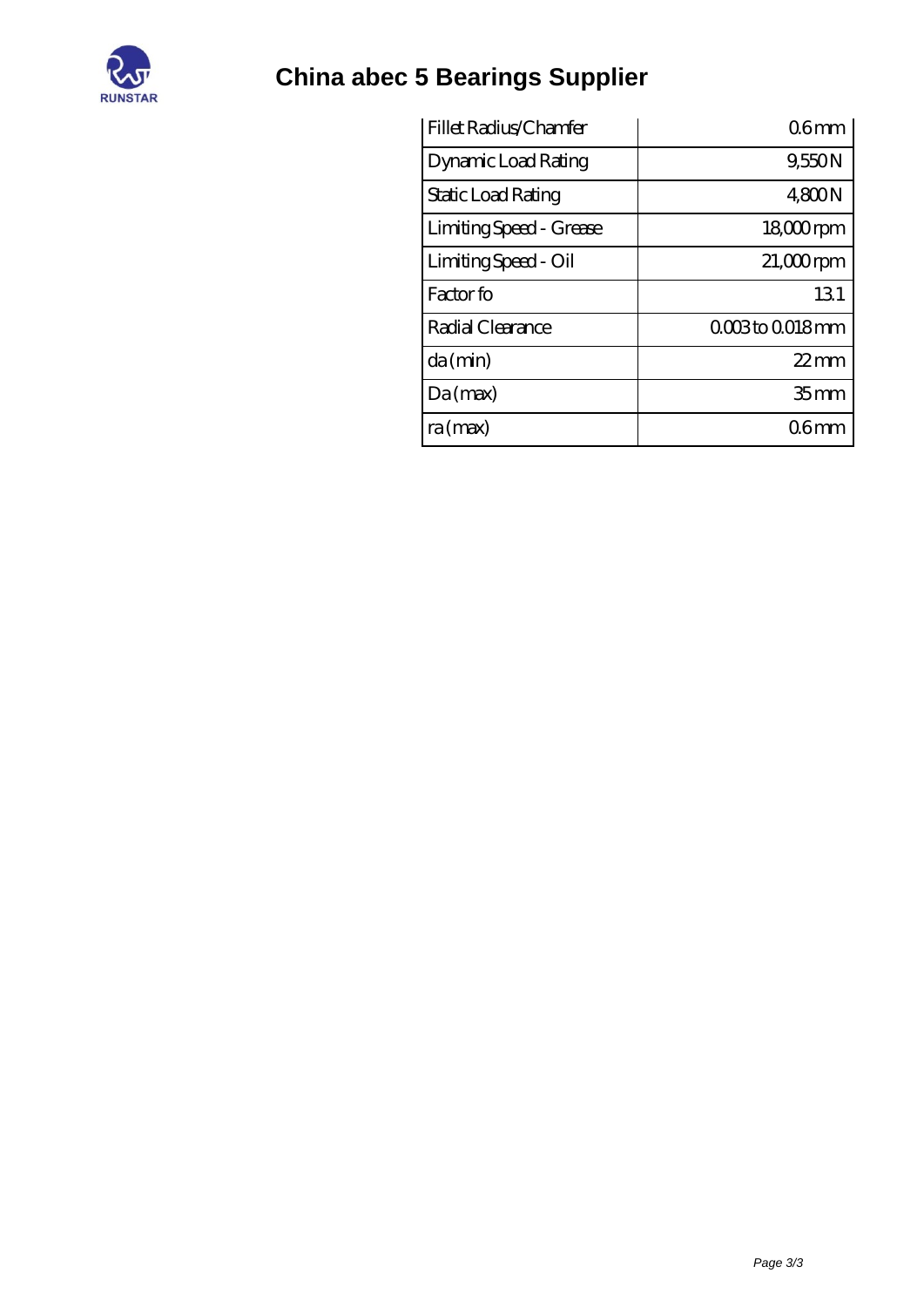# China abec 5 Bearings Supplier

| | |
|---|---|
| Fillet Radius/Chamfer | 0.6 mm |
| Dynamic Load Rating | 9,550 N |
| Static Load Rating | 4,800 N |
| Limiting Speed - Grease | 18,000 rpm |
| Limiting Speed - Oil | 21,000 rpm |
| Factor fo | 13.1 |
| Radial Clearance | 0.003 to 0.018 mm |
| da (min) | 22 mm |
| Da (max) | 35 mm |
| ra (max) | 0.6 mm |